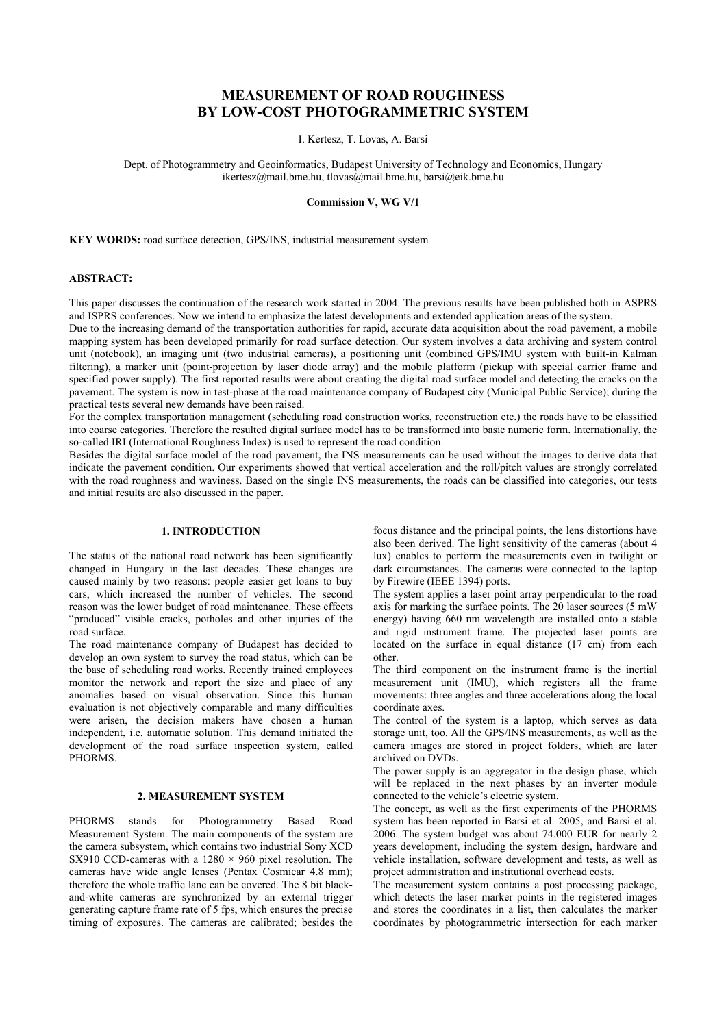# MEASUREMENT OF ROAD ROUGHNESS BY LOW-COST PHOTOGRAMMETRIC SYSTEM

I. Kertesz, T. Lovas, A. Barsi

Dept. of Photogrammetry and Geoinformatics, Budapest University of Technology and Economics, Hungary
ikertesz@mail.bme.hu, tlovas@mail.bme.hu, barsi@eik.bme.hu

**Commission V, WG V/1**

**KEY WORDS:** road surface detection, GPS/INS, industrial measurement system

**ABSTRACT:**

This paper discusses the continuation of the research work started in 2004. The previous results have been published both in ASPRS and ISPRS conferences. Now we intend to emphasize the latest developments and extended application areas of the system.
Due to the increasing demand of the transportation authorities for rapid, accurate data acquisition about the road pavement, a mobile mapping system has been developed primarily for road surface detection. Our system involves a data archiving and system control unit (notebook), an imaging unit (two industrial cameras), a positioning unit (combined GPS/IMU system with built-in Kalman filtering), a marker unit (point-projection by laser diode array) and the mobile platform (pickup with special carrier frame and specified power supply). The first reported results were about creating the digital road surface model and detecting the cracks on the pavement. The system is now in test-phase at the road maintenance company of Budapest city (Municipal Public Service); during the practical tests several new demands have been raised.
For the complex transportation management (scheduling road construction works, reconstruction etc.) the roads have to be classified into coarse categories. Therefore the resulted digital surface model has to be transformed into basic numeric form. Internationally, the so-called IRI (International Roughness Index) is used to represent the road condition.
Besides the digital surface model of the road pavement, the INS measurements can be used without the images to derive data that indicate the pavement condition. Our experiments showed that vertical acceleration and the roll/pitch values are strongly correlated with the road roughness and waviness. Based on the single INS measurements, the roads can be classified into categories, our tests and initial results are also discussed in the paper.

## 1. INTRODUCTION

The status of the national road network has been significantly changed in Hungary in the last decades. These changes are caused mainly by two reasons: people easier get loans to buy cars, which increased the number of vehicles. The second reason was the lower budget of road maintenance. These effects "produced" visible cracks, potholes and other injuries of the road surface.
The road maintenance company of Budapest has decided to develop an own system to survey the road status, which can be the base of scheduling road works. Recently trained employees monitor the network and report the size and place of any anomalies based on visual observation. Since this human evaluation is not objectively comparable and many difficulties were arisen, the decision makers have chosen a human independent, i.e. automatic solution. This demand initiated the development of the road surface inspection system, called PHORMS.

## 2. MEASUREMENT SYSTEM

PHORMS stands for Photogrammetry Based Road Measurement System. The main components of the system are the camera subsystem, which contains two industrial Sony XCD SX910 CCD-cameras with a 1280 × 960 pixel resolution. The cameras have wide angle lenses (Pentax Cosmicar 4.8 mm); therefore the whole traffic lane can be covered. The 8 bit black-and-white cameras are synchronized by an external trigger generating capture frame rate of 5 fps, which ensures the precise timing of exposures. The cameras are calibrated; besides the focus distance and the principal points, the lens distortions have also been derived. The light sensitivity of the cameras (about 4 lux) enables to perform the measurements even in twilight or dark circumstances. The cameras were connected to the laptop by Firewire (IEEE 1394) ports.
The system applies a laser point array perpendicular to the road axis for marking the surface points. The 20 laser sources (5 mW energy) having 660 nm wavelength are installed onto a stable and rigid instrument frame. The projected laser points are located on the surface in equal distance (17 cm) from each other.
The third component on the instrument frame is the inertial measurement unit (IMU), which registers all the frame movements: three angles and three accelerations along the local coordinate axes.
The control of the system is a laptop, which serves as data storage unit, too. All the GPS/INS measurements, as well as the camera images are stored in project folders, which are later archived on DVDs.
The power supply is an aggregator in the design phase, which will be replaced in the next phases by an inverter module connected to the vehicle's electric system.
The concept, as well as the first experiments of the PHORMS system has been reported in Barsi et al. 2005, and Barsi et al. 2006. The system budget was about 74.000 EUR for nearly 2 years development, including the system design, hardware and vehicle installation, software development and tests, as well as project administration and institutional overhead costs.
The measurement system contains a post processing package, which detects the laser marker points in the registered images and stores the coordinates in a list, then calculates the marker coordinates by photogrammetric intersection for each marker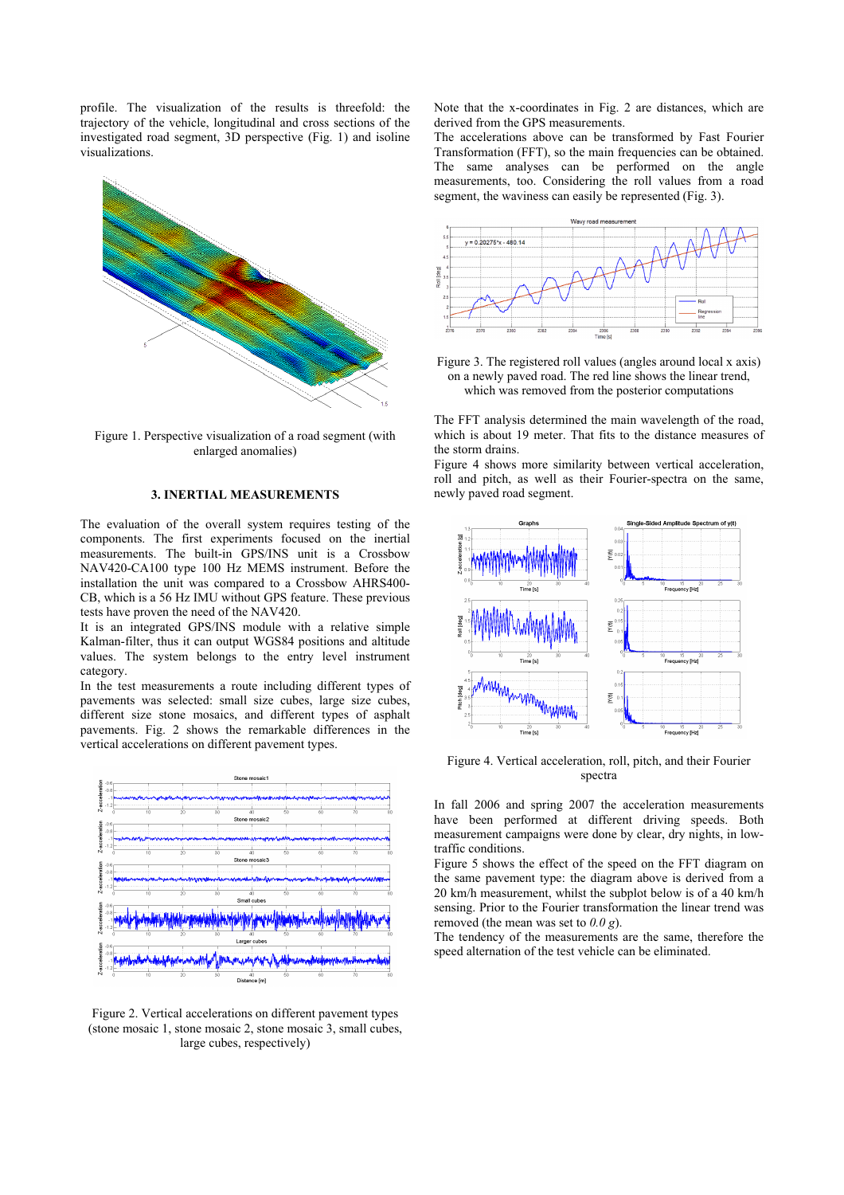profile. The visualization of the results is threefold: the trajectory of the vehicle, longitudinal and cross sections of the investigated road segment, 3D perspective (Fig. 1) and isoline visualizations.

Figure 1. Perspective visualization of a road segment (with enlarged anomalies)

## 3. INERTIAL MEASUREMENTS

The evaluation of the overall system requires testing of the components. The first experiments focused on the inertial measurements. The built-in GPS/INS unit is a Crossbow NAV420-CA100 type 100 Hz MEMS instrument. Before the installation the unit was compared to a Crossbow AHRS400-CB, which is a 56 Hz IMU without GPS feature. These previous tests have proven the need of the NAV420.

It is an integrated GPS/INS module with a relative simple Kalman-filter, thus it can output WGS84 positions and altitude values. The system belongs to the entry level instrument category.

In the test measurements a route including different types of pavements was selected: small size cubes, large size cubes, different size stone mosaics, and different types of asphalt pavements. Fig. 2 shows the remarkable differences in the vertical accelerations on different pavement types.

Figure 2. Vertical accelerations on different pavement types (stone mosaic 1, stone mosaic 2, stone mosaic 3, small cubes, large cubes, respectively)

Note that the x-coordinates in Fig. 2 are distances, which are derived from the GPS measurements.

The accelerations above can be transformed by Fast Fourier Transformation (FFT), so the main frequencies can be obtained. The same analyses can be performed on the angle measurements, too. Considering the roll values from a road segment, the waviness can easily be represented (Fig. 3).

Figure 3. The registered roll values (angles around local x axis) on a newly paved road. The red line shows the linear trend, which was removed from the posterior computations

The FFT analysis determined the main wavelength of the road, which is about 19 meter. That fits to the distance measures of the storm drains.

Figure 4 shows more similarity between vertical acceleration, roll and pitch, as well as their Fourier-spectra on the same, newly paved road segment.

Figure 4. Vertical acceleration, roll, pitch, and their Fourier spectra

In fall 2006 and spring 2007 the acceleration measurements have been performed at different driving speeds. Both measurement campaigns were done by clear, dry nights, in low-traffic conditions.

Figure 5 shows the effect of the speed on the FFT diagram on the same pavement type: the diagram above is derived from a 20 km/h measurement, whilst the subplot below is of a 40 km/h sensing. Prior to the Fourier transformation the linear trend was removed (the mean was set to *0.0 g*).

The tendency of the measurements are the same, therefore the speed alternation of the test vehicle can be eliminated.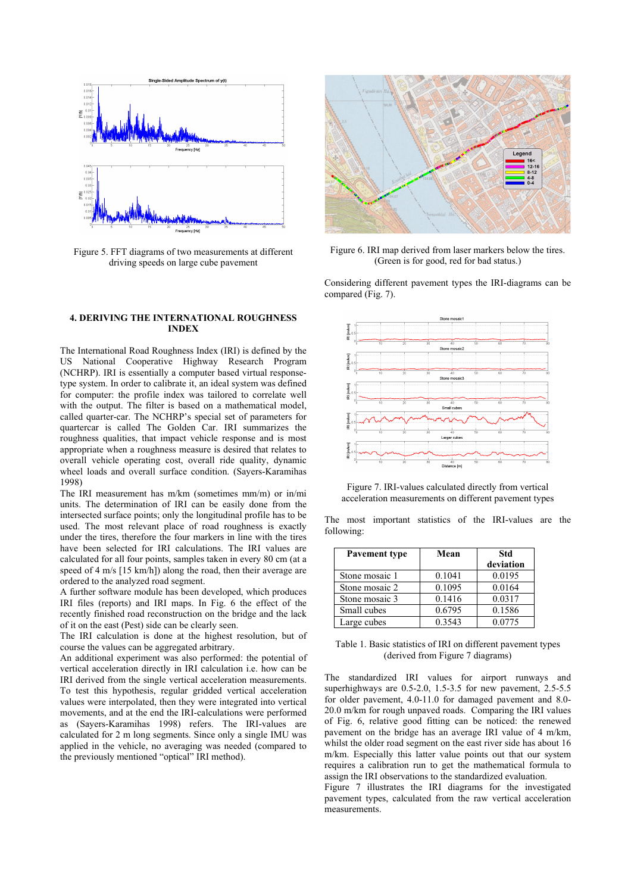Figure 5. FFT diagrams of two measurements at different driving speeds on large cube pavement

Figure 6. IRI map derived from laser markers below the tires. (Green is for good, red for bad status.)

## 4. DERIVING THE INTERNATIONAL ROUGHNESS INDEX

The International Road Roughness Index (IRI) is defined by the US National Cooperative Highway Research Program (NCHRP). IRI is essentially a computer based virtual response-type system. In order to calibrate it, an ideal system was defined for computer: the profile index was tailored to correlate well with the output. The filter is based on a mathematical model, called quarter-car. The NCHRP's special set of parameters for quartercar is called The Golden Car. IRI summarizes the roughness qualities, that impact vehicle response and is most appropriate when a roughness measure is desired that relates to overall vehicle operating cost, overall ride quality, dynamic wheel loads and overall surface condition. (Sayers-Karamihas 1998)

The IRI measurement has m/km (sometimes mm/m) or in/mi units. The determination of IRI can be easily done from the intersected surface points; only the longitudinal profile has to be used. The most relevant place of road roughness is exactly under the tires, therefore the four markers in line with the tires have been selected for IRI calculations. The IRI values are calculated for all four points, samples taken in every 80 cm (at a speed of 4 m/s [15 km/h]) along the road, then their average are ordered to the analyzed road segment.

A further software module has been developed, which produces IRI files (reports) and IRI maps. In Fig. 6 the effect of the recently finished road reconstruction on the bridge and the lack of it on the east (Pest) side can be clearly seen.

The IRI calculation is done at the highest resolution, but of course the values can be aggregated arbitrary.

An additional experiment was also performed: the potential of vertical acceleration directly in IRI calculation i.e. how can be IRI derived from the single vertical acceleration measurements. To test this hypothesis, regular gridded vertical acceleration values were interpolated, then they were integrated into vertical movements, and at the end the IRI-calculations were performed as (Sayers-Karamihas 1998) refers. The IRI-values are calculated for 2 m long segments. Since only a single IMU was applied in the vehicle, no averaging was needed (compared to the previously mentioned "optical" IRI method).

Considering different pavement types the IRI-diagrams can be compared (Fig. 7).

Figure 7. IRI-values calculated directly from vertical acceleration measurements on different pavement types

The most important statistics of the IRI-values are the following:

| Pavement type | Mean | Std deviation |
|---|---|---|
| Stone mosaic 1 | 0.1041 | 0.0195 |
| Stone mosaic 2 | 0.1095 | 0.0164 |
| Stone mosaic 3 | 0.1416 | 0.0317 |
| Small cubes | 0.6795 | 0.1586 |
| Large cubes | 0.3543 | 0.0775 |

Table 1. Basic statistics of IRI on different pavement types (derived from Figure 7 diagrams)

The standardized IRI values for airport runways and superhighways are 0.5-2.0, 1.5-3.5 for new pavement, 2.5-5.5 for older pavement, 4.0-11.0 for damaged pavement and 8.0-20.0 m/km for rough unpaved roads. Comparing the IRI values of Fig. 6, relative good fitting can be noticed: the renewed pavement on the bridge has an average IRI value of 4 m/km, whilst the older road segment on the east river side has about 16 m/km. Especially this latter value points out that our system requires a calibration run to get the mathematical formula to assign the IRI observations to the standardized evaluation.

Figure 7 illustrates the IRI diagrams for the investigated pavement types, calculated from the raw vertical acceleration measurements.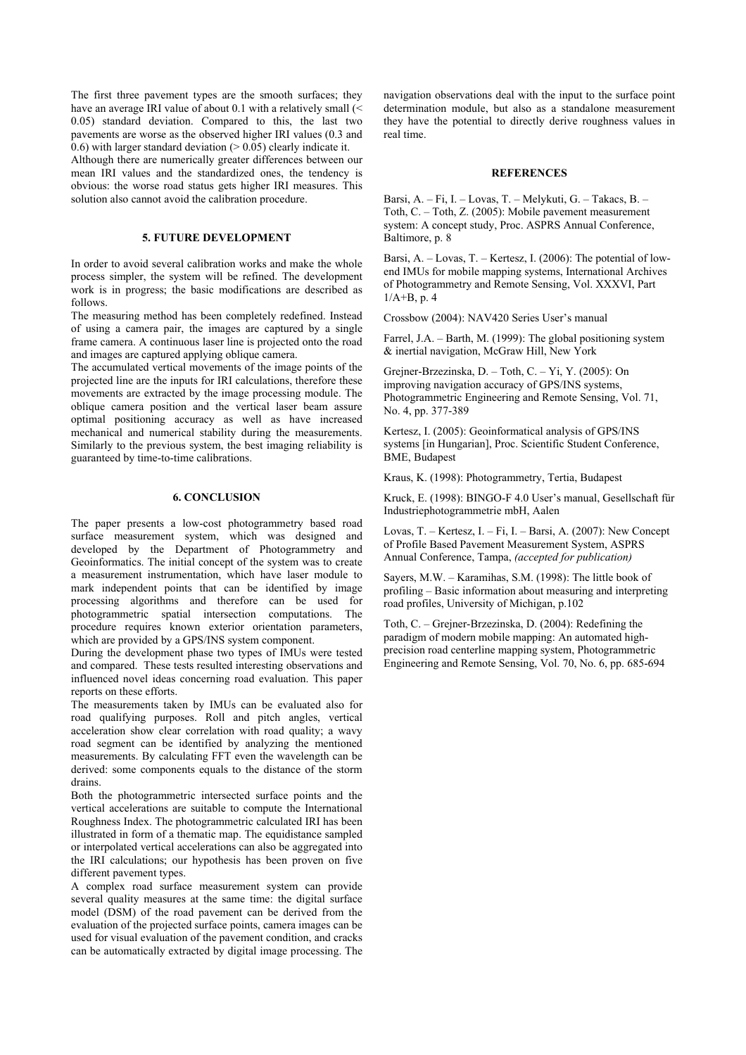The first three pavement types are the smooth surfaces; they have an average IRI value of about 0.1 with a relatively small (< 0.05) standard deviation. Compared to this, the last two pavements are worse as the observed higher IRI values (0.3 and 0.6) with larger standard deviation (> 0.05) clearly indicate it.

Although there are numerically greater differences between our mean IRI values and the standardized ones, the tendency is obvious: the worse road status gets higher IRI measures. This solution also cannot avoid the calibration procedure.

## 5. FUTURE DEVELOPMENT

In order to avoid several calibration works and make the whole process simpler, the system will be refined. The development work is in progress; the basic modifications are described as follows.

The measuring method has been completely redefined. Instead of using a camera pair, the images are captured by a single frame camera. A continuous laser line is projected onto the road and images are captured applying oblique camera.

The accumulated vertical movements of the image points of the projected line are the inputs for IRI calculations, therefore these movements are extracted by the image processing module. The oblique camera position and the vertical laser beam assure optimal positioning accuracy as well as have increased mechanical and numerical stability during the measurements. Similarly to the previous system, the best imaging reliability is guaranteed by time-to-time calibrations.

## 6. CONCLUSION

The paper presents a low-cost photogrammetry based road surface measurement system, which was designed and developed by the Department of Photogrammetry and Geoinformatics. The initial concept of the system was to create a measurement instrumentation, which have laser module to mark independent points that can be identified by image processing algorithms and therefore can be used for photogrammetric spatial intersection computations. The procedure requires known exterior orientation parameters, which are provided by a GPS/INS system component.

During the development phase two types of IMUs were tested and compared. These tests resulted interesting observations and influenced novel ideas concerning road evaluation. This paper reports on these efforts.

The measurements taken by IMUs can be evaluated also for road qualifying purposes. Roll and pitch angles, vertical acceleration show clear correlation with road quality; a wavy road segment can be identified by analyzing the mentioned measurements. By calculating FFT even the wavelength can be derived: some components equals to the distance of the storm drains.

Both the photogrammetric intersected surface points and the vertical accelerations are suitable to compute the International Roughness Index. The photogrammetric calculated IRI has been illustrated in form of a thematic map. The equidistance sampled or interpolated vertical accelerations can also be aggregated into the IRI calculations; our hypothesis has been proven on five different pavement types.

A complex road surface measurement system can provide several quality measures at the same time: the digital surface model (DSM) of the road pavement can be derived from the evaluation of the projected surface points, camera images can be used for visual evaluation of the pavement condition, and cracks can be automatically extracted by digital image processing. The navigation observations deal with the input to the surface point determination module, but also as a standalone measurement they have the potential to directly derive roughness values in real time.

## REFERENCES

Barsi, A. – Fi, I. – Lovas, T. – Melykuti, G. – Takacs, B. – Toth, C. – Toth, Z. (2005): Mobile pavement measurement system: A concept study, Proc. ASPRS Annual Conference, Baltimore, p. 8

Barsi, A. – Lovas, T. – Kertesz, I. (2006): The potential of low-end IMUs for mobile mapping systems, International Archives of Photogrammetry and Remote Sensing, Vol. XXXVI, Part 1/A+B, p. 4

Crossbow (2004): NAV420 Series User's manual

Farrel, J.A. – Barth, M. (1999): The global positioning system & inertial navigation, McGraw Hill, New York

Grejner-Brzezinska, D. – Toth, C. – Yi, Y. (2005): On improving navigation accuracy of GPS/INS systems, Photogrammetric Engineering and Remote Sensing, Vol. 71, No. 4, pp. 377-389

Kertesz, I. (2005): Geoinformatical analysis of GPS/INS systems [in Hungarian], Proc. Scientific Student Conference, BME, Budapest

Kraus, K. (1998): Photogrammetry, Tertia, Budapest

Kruck, E. (1998): BINGO-F 4.0 User's manual, Gesellschaft für Industriephotogrammetrie mbH, Aalen

Lovas, T. – Kertesz, I. – Fi, I. – Barsi, A. (2007): New Concept of Profile Based Pavement Measurement System, ASPRS Annual Conference, Tampa, *(accepted for publication)*

Sayers, M.W. – Karamihas, S.M. (1998): The little book of profiling – Basic information about measuring and interpreting road profiles, University of Michigan, p.102

Toth, C. – Grejner-Brzezinska, D. (2004): Redefining the paradigm of modern mobile mapping: An automated high-precision road centerline mapping system, Photogrammetric Engineering and Remote Sensing, Vol. 70, No. 6, pp. 685-694